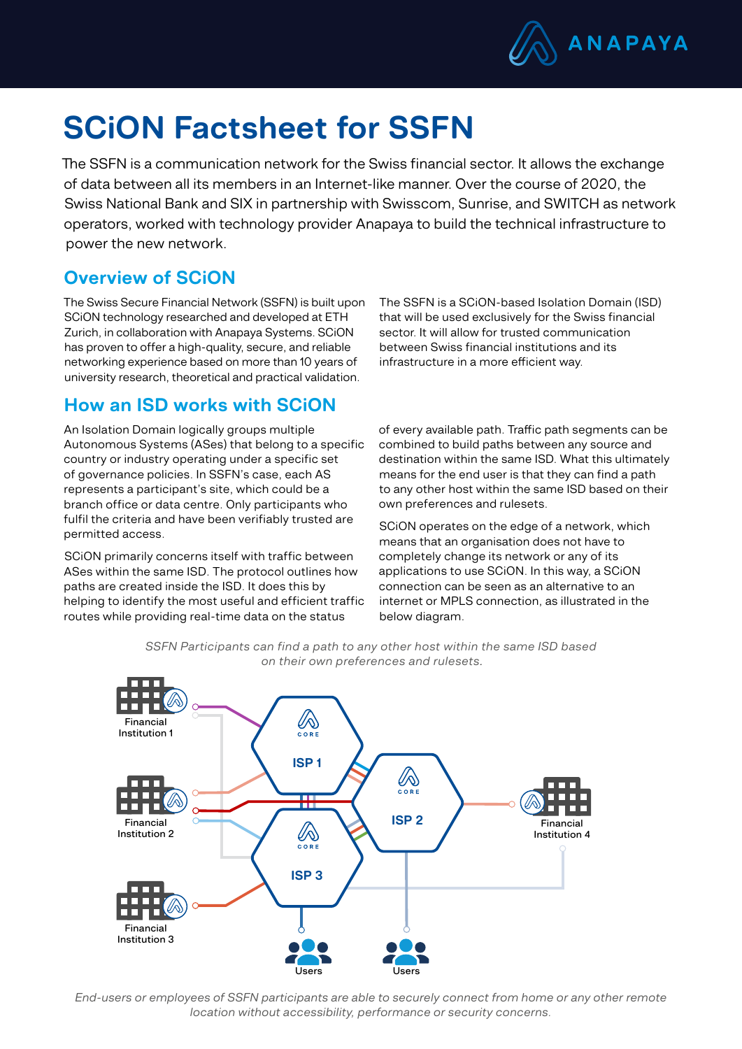# SCiON Factsheet for SSFN

The SSFN is a communication network for the Swiss financial sector. It allows the exchange of data between all its members in an Internet-like manner. Over the course of 2020, the Swiss National Bank and SIX in partnership with Swisscom, Sunrise, and SWITCH as network operators, worked with technology provider Anapaya to build the technical infrastructure to power the new network.

## Overview of SCiON

The Swiss Secure Financial Network (SSFN) is built upon SCiON technology researched and developed at ETH Zurich, in collaboration with Anapaya Systems. SCiON has proven to offer a high-quality, secure, and reliable networking experience based on more than 10 years of university research, theoretical and practical validation.

The SSFN is a SCiON-based Isolation Domain (ISD) that will be used exclusively for the Swiss financial sector. It will allow for trusted communication between Swiss financial institutions and its infrastructure in a more efficient way.

## How an ISD works with SCiON

An Isolation Domain logically groups multiple Autonomous Systems (ASes) that belong to a specific country or industry operating under a specific set of governance policies. In SSFN's case, each AS represents a participant's site, which could be a branch office or data centre. Only participants who fulfil the criteria and have been verifiably trusted are permitted access.

SCiON primarily concerns itself with traffic between ASes within the same ISD. The protocol outlines how paths are created inside the ISD. It does this by helping to identify the most useful and efficient traffic routes while providing real-time data on the status of every available path. Traffic path segments can be combined to build paths between any source and destination within the same ISD. What this ultimately means for the end user is that they can find a path to any other host within the same ISD based on their own preferences and rulesets.

SCiON operates on the edge of a network, which means that an organisation does not have to completely change its network or any of its applications to use SCiON. In this way, a SCiON connection can be seen as an alternative to an internet or MPLS connection, as illustrated in the below diagram.

*SSFN Participants can find a path to any other host within the same ISD based on their own preferences and rulesets.*

Financial Institution 1

Financial Institution 2

Financial Institution 3

Financial Institution 4

ISP 1

ISP 2

ISP 3

Users

Users

*End-users or employees of SSFN participants are able to securely connect from home or any other remote location without accessibility, performance or security concerns.*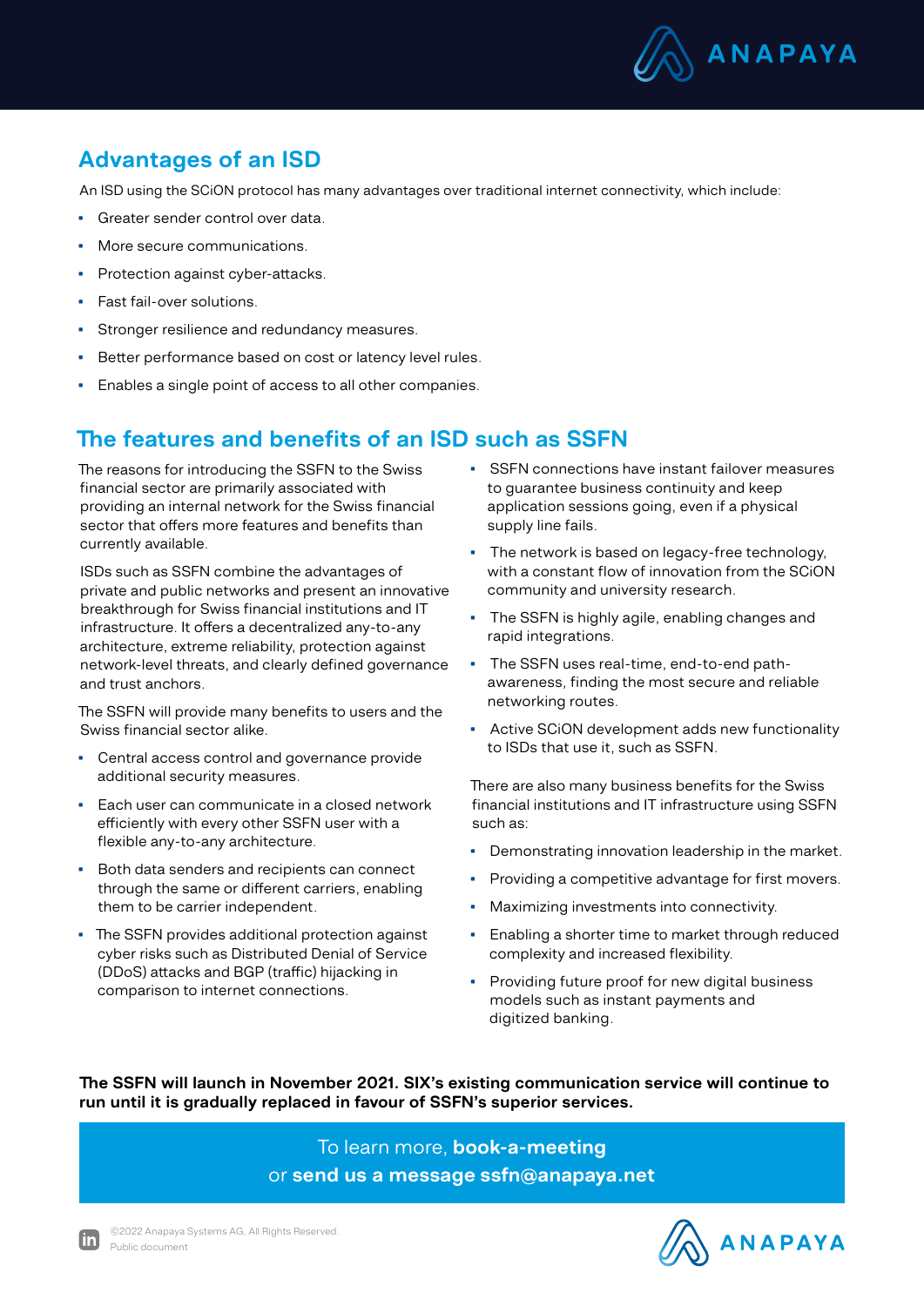## Advantages of an ISD

An ISD using the SCiON protocol has many advantages over traditional internet connectivity, which include:

- Greater sender control over data.
- More secure communications.
- Protection against cyber-attacks.
- Fast fail-over solutions.
- Stronger resilience and redundancy measures.
- Better performance based on cost or latency level rules.
- Enables a single point of access to all other companies.

## The features and benefits of an ISD such as SSFN

The reasons for introducing the SSFN to the Swiss financial sector are primarily associated with providing an internal network for the Swiss financial sector that offers more features and benefits than currently available.

ISDs such as SSFN combine the advantages of private and public networks and present an innovative breakthrough for Swiss financial institutions and IT infrastructure. It offers a decentralized any-to-any architecture, extreme reliability, protection against network-level threats, and clearly defined governance and trust anchors.

The SSFN will provide many benefits to users and the Swiss financial sector alike.

- Central access control and governance provide additional security measures.
- Each user can communicate in a closed network efficiently with every other SSFN user with a flexible any-to-any architecture.
- Both data senders and recipients can connect through the same or different carriers, enabling them to be carrier independent.
- The SSFN provides additional protection against cyber risks such as Distributed Denial of Service (DDoS) attacks and BGP (traffic) hijacking in comparison to internet connections.
- SSFN connections have instant failover measures to guarantee business continuity and keep application sessions going, even if a physical supply line fails.
- The network is based on legacy-free technology, with a constant flow of innovation from the SCiON community and university research.
- The SSFN is highly agile, enabling changes and rapid integrations.
- The SSFN uses real-time, end-to-end path-awareness, finding the most secure and reliable networking routes.
- Active SCiON development adds new functionality to ISDs that use it, such as SSFN.

There are also many business benefits for the Swiss financial institutions and IT infrastructure using SSFN such as:

- Demonstrating innovation leadership in the market.
- Providing a competitive advantage for first movers.
- Maximizing investments into connectivity.
- Enabling a shorter time to market through reduced complexity and increased flexibility.
- Providing future proof for new digital business models such as instant payments and digitized banking.

**The SSFN will launch in November 2021. SIX's existing communication service will continue to run until it is gradually replaced in favour of SSFN's superior services.**

To learn more, **book-a-meeting**
or **send us a message ssfn@anapaya.net**

©2022 Anapaya Systems AG, All Rights Reserved.
Public document